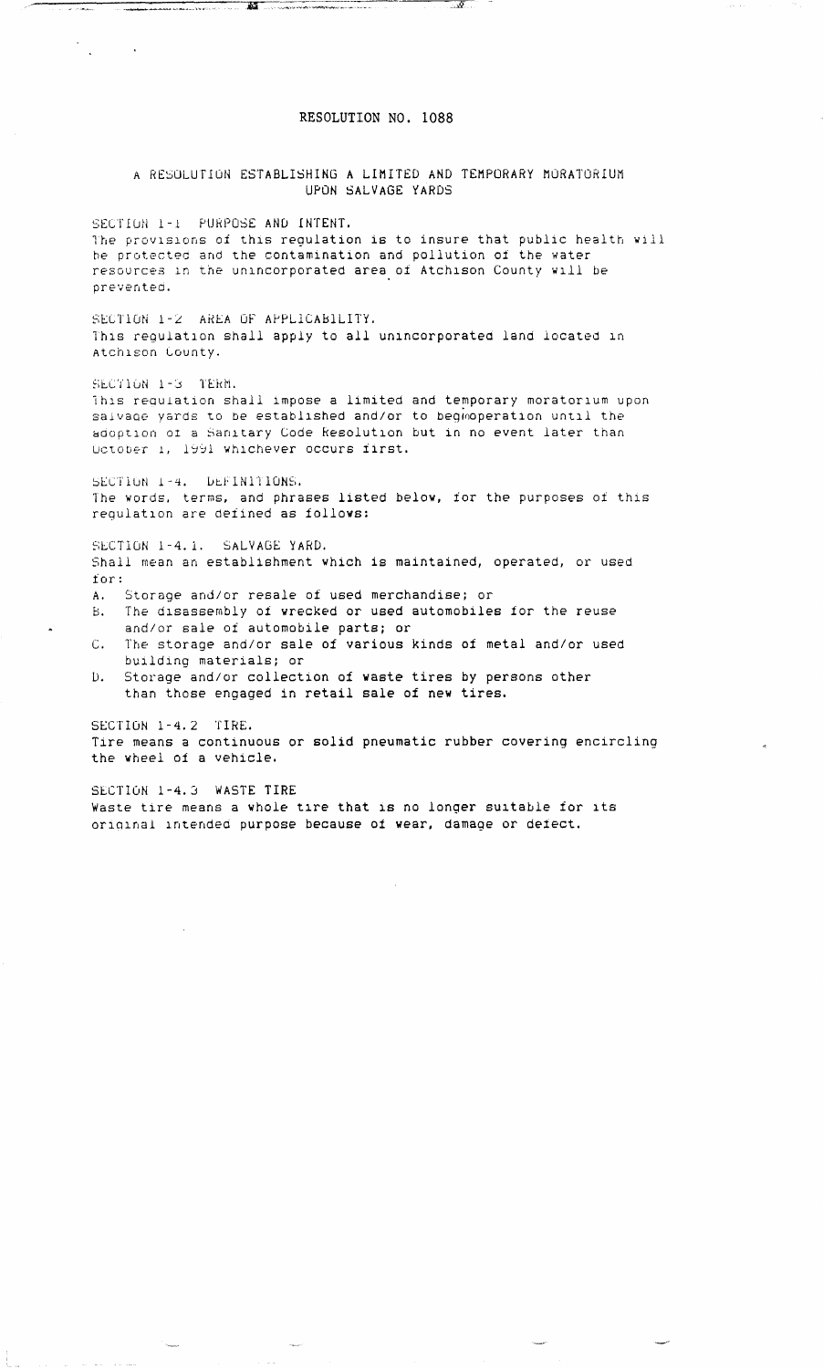# RESOLUTION NO. 1088

## A RESOLUTION ESTABLISHING A LIMITED AND TEMPORARY MORATORIUM UPON SALVAGE YARDS

SECTION 1-1 PURPOSE AND INTENT.
The provisions of this regulation is to insure that public health will be protected and the contamination and pollution of the water resources in the unincorporated area of Atchison County will be prevented.

SECTION 1-2 AREA OF APPLICABILITY.
This regulation shall apply to all unincorporated land located in Atchison County.

SECTION 1-3 TERM.
This regulation shall impose a limited and temporary moratorium upon salvage yards to be established and/or to beginoperation until the adoption of a Sanitary Code Resolution but in no event later than October 1, 1991 whichever occurs first.

SECTION 1-4. DEFINITIONS.
The words, terms, and phrases listed below, for the purposes of this regulation are defined as follows:

SECTION 1-4.1. SALVAGE YARD.
Shall mean an establishment which is maintained, operated, or used for:

A. Storage and/or resale of used merchandise; or
B. The disassembly of wrecked or used automobiles for the reuse and/or sale of automobile parts; or
C. The storage and/or sale of various kinds of metal and/or used building materials; or
D. Storage and/or collection of waste tires by persons other than those engaged in retail sale of new tires.

SECTION 1-4.2 TIRE.
Tire means a continuous or solid pneumatic rubber covering encircling the wheel of a vehicle.

SECTION 1-4.3 WASTE TIRE
Waste tire means a whole tire that is no longer suitable for its original intended purpose because of wear, damage or defect.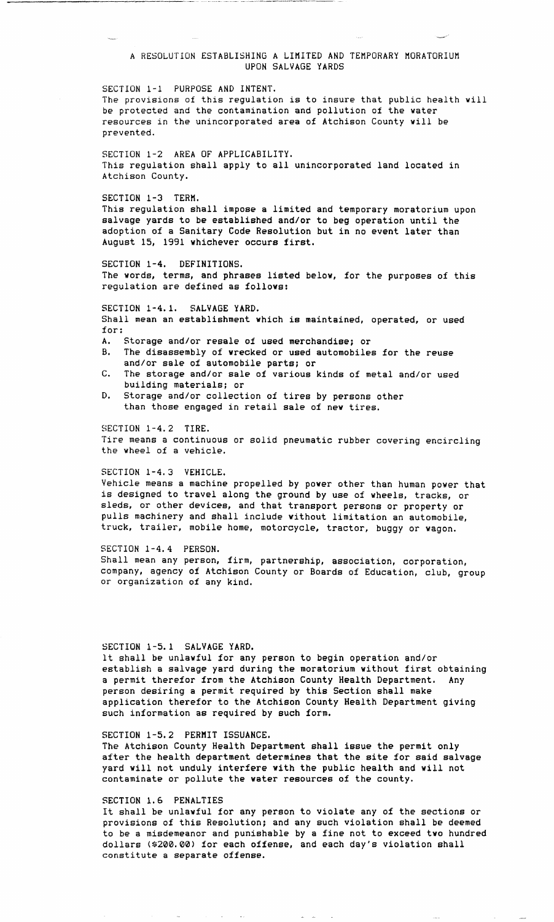# A RESOLUTION ESTABLISHING A LIMITED AND TEMPORARY MORATORIUM UPON SALVAGE YARDS

## SECTION 1-1 PURPOSE AND INTENT.

The provisions of this regulation is to insure that public health will be protected and the contamination and pollution of the water resources in the unincorporated area of Atchison County will be prevented.

## SECTION 1-2 AREA OF APPLICABILITY.

This regulation shall apply to all unincorporated land located in Atchison County.

## SECTION 1-3 TERM.

This regulation shall impose a limited and temporary moratorium upon salvage yards to be established and/or to beg operation until the adoption of a Sanitary Code Resolution but in no event later than August 15, 1991 whichever occurs first.

## SECTION 1-4. DEFINITIONS.

The words, terms, and phrases listed below, for the purposes of this regulation are defined as follows:

## SECTION 1-4.1. SALVAGE YARD.

Shall mean an establishment which is maintained, operated, or used for:

A. Storage and/or resale of used merchandise; or
B. The disassembly of wrecked or used automobiles for the reuse and/or sale of automobile parts; or
C. The storage and/or sale of various kinds of metal and/or used building materials; or
D. Storage and/or collection of tires by persons other than those engaged in retail sale of new tires.

## SECTION 1-4.2 TIRE.

Tire means a continuous or solid pneumatic rubber covering encircling the wheel of a vehicle.

## SECTION 1-4.3 VEHICLE.

Vehicle means a machine propelled by power other than human power that is designed to travel along the ground by use of wheels, tracks, or sleds, or other devices, and that transport persons or property or pulls machinery and shall include without limitation an automobile, truck, trailer, mobile home, motorcycle, tractor, buggy or wagon.

## SECTION 1-4.4 PERSON.

Shall mean any person, firm, partnership, association, corporation, company, agency of Atchison County or Boards of Education, club, group or organization of any kind.

## SECTION 1-5.1 SALVAGE YARD.

It shall be unlawful for any person to begin operation and/or establish a salvage yard during the moratorium without first obtaining a permit therefor from the Atchison County Health Department. Any person desiring a permit required by this Section shall make application therefor to the Atchison County Health Department giving such information as required by such form.

## SECTION 1-5.2 PERMIT ISSUANCE.

The Atchison County Health Department shall issue the permit only after the health department determines that the site for said salvage yard will not unduly interfere with the public health and will not contaminate or pollute the water resources of the county.

## SECTION 1.6 PENALTIES

It shall be unlawful for any person to violate any of the sections or provisions of this Resolution; and any such violation shall be deemed to be a misdemeanor and punishable by a fine not to exceed two hundred dollars ($200.00) for each offense, and each day's violation shall constitute a separate offense.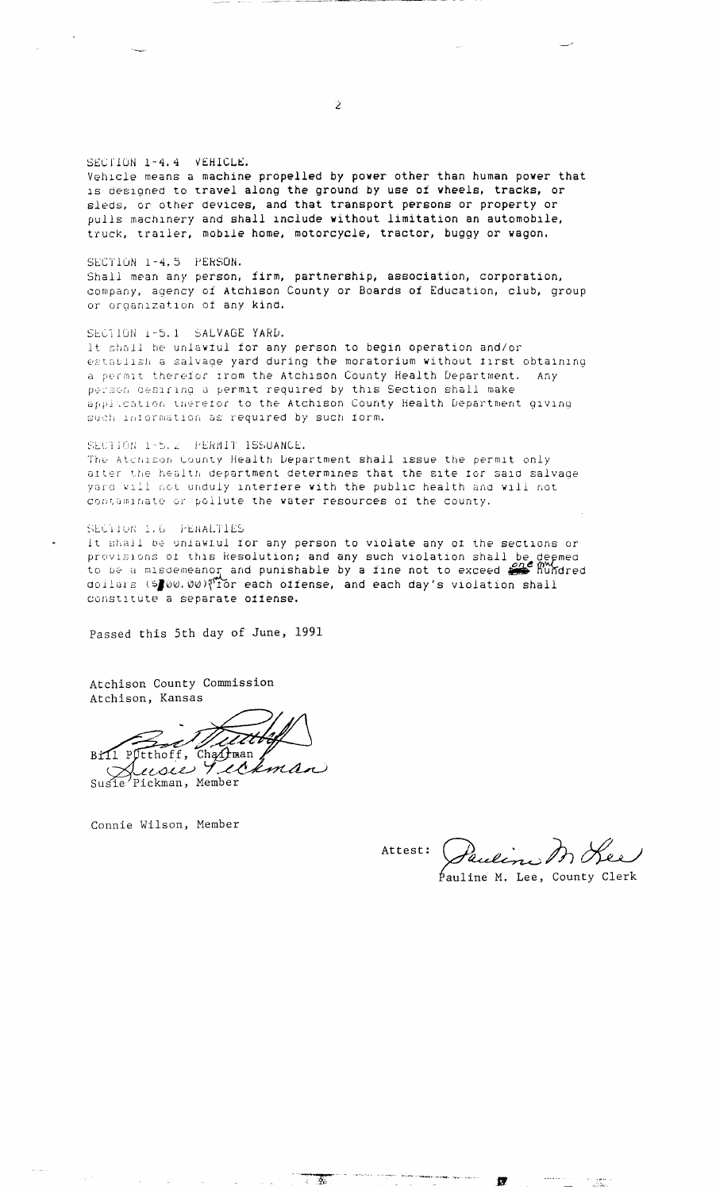SECTION 1-4.4 VEHICLE.
Vehicle means a machine propelled by power other than human power that is designed to travel along the ground by use of wheels, tracks, or sleds, or other devices, and that transport persons or property or pulls machinery and shall include without limitation an automobile, truck, trailer, mobile home, motorcycle, tractor, buggy or wagon.

SECTION 1-4.5 PERSON.
Shall mean any person, firm, partnership, association, corporation, company, agency of Atchison County or Boards of Education, club, group or organization of any kind.

SECTION 1-5.1 SALVAGE YARD.
It shall be unlawful for any person to begin operation and/or establish a salvage yard during the moratorium without first obtaining a permit therefor from the Atchison County Health Department. Any person desiring a permit required by this Section shall make application therefor to the Atchison County Health Department giving such information as required by such form.

SECTION 1-5.2 PERMIT ISSUANCE.
The Atchison County Health Department shall issue the permit only after the health department determines that the site for said salvage yard will not unduly interfere with the public health and will not contaminate or pollute the water resources of the county.

SECTION 1.6 PENALTIES
It shall be unlawful for any person to violate any of the sections or provisions of this Resolution; and any such violation shall be deemed to be a misdemeanor and punishable by a fine not to exceed one hundred dollars ($100.00) for each offense, and each day's violation shall constitute a separate offense.

Passed this 5th day of June, 1991

Atchison County Commission
Atchison, Kansas

Bill Putthoff, Chairman

Susie Pickman, Member

Connie Wilson, Member

Attest:

Pauline M. Lee, County Clerk